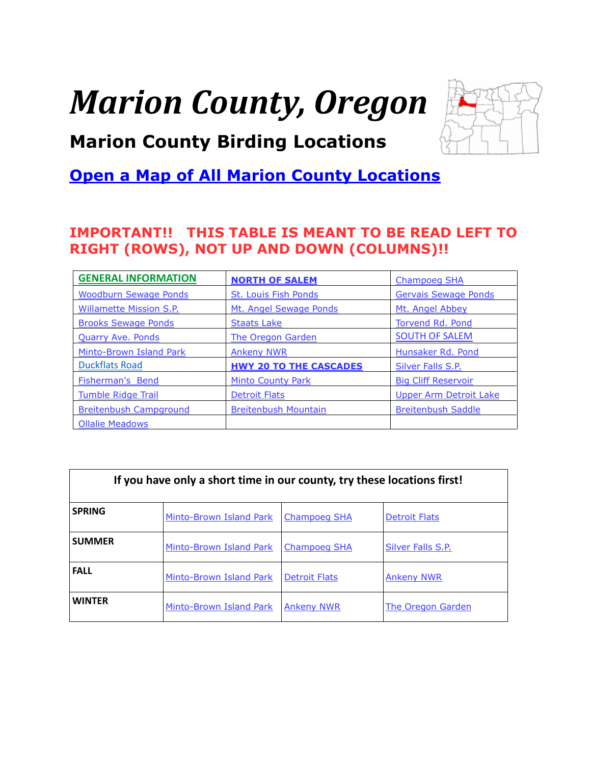# *Marion County, Oregon*

## Marion County Birding Locations

## Open a Map of All Marion County Locations

**IMPORTANT!! THIS TABLE IS MEANT TO BE READ LEFT TO RIGHT (ROWS), NOT UP AND DOWN (COLUMNS)!!**

| GENERAL INFORMATION | NORTH OF SALEM | Champoeg SHA |
|---|---|---|
| Woodburn Sewage Ponds | St. Louis Fish Ponds | Gervais Sewage Ponds |
| Willamette Mission S.P. | Mt. Angel Sewage Ponds | Mt. Angel Abbey |
| Brooks Sewage Ponds | Staats Lake | Torvend Rd. Pond |
| Quarry Ave. Ponds | The Oregon Garden | SOUTH OF SALEM |
| Minto-Brown Island Park | Ankeny NWR | Hunsaker Rd. Pond |
| Duckflats Road | HWY 20 TO THE CASCADES | Silver Falls S.P. |
| Fisherman's Bend | Minto County Park | Big Cliff Reservoir |
| Tumble Ridge Trail | Detroit Flats | Upper Arm Detroit Lake |
| Breitenbush Campground | Breitenbush Mountain | Breitenbush Saddle |
| Ollalie Meadows | | |

| If you have only a short time in our county, try these locations first! | | | |
|---|---|---|---|
| SPRING | Minto-Brown Island Park | Champoeg SHA | Detroit Flats |
| SUMMER | Minto-Brown Island Park | Champoeg SHA | Silver Falls S.P. |
| FALL | Minto-Brown Island Park | Detroit Flats | Ankeny NWR |
| WINTER | Minto-Brown Island Park | Ankeny NWR | The Oregon Garden |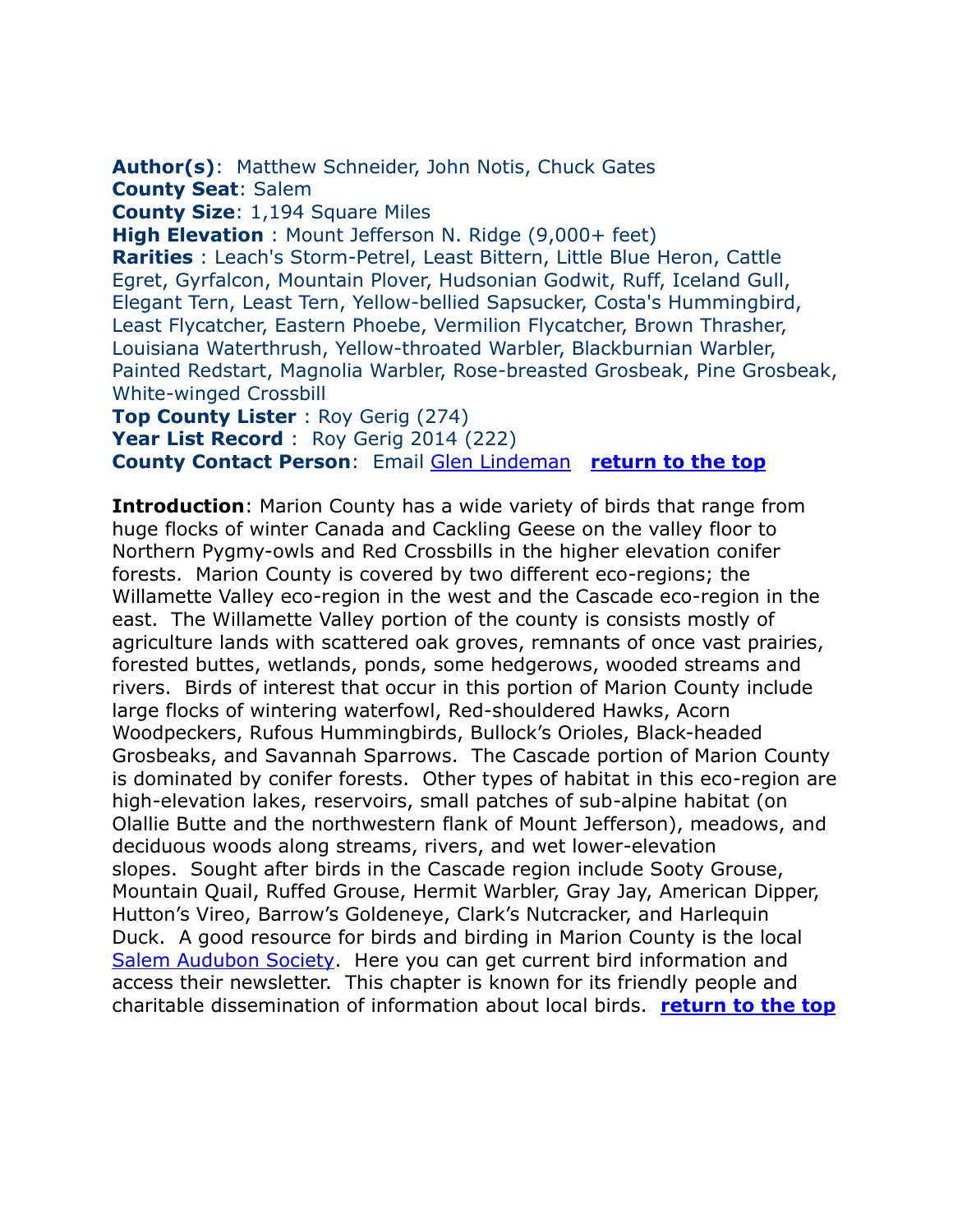**Author(s)**: Matthew Schneider, John Notis, Chuck Gates
**County Seat**: Salem
**County Size**: 1,194 Square Miles
**High Elevation** : Mount Jefferson N. Ridge (9,000+ feet)
**Rarities** : Leach's Storm-Petrel, Least Bittern, Little Blue Heron, Cattle Egret, Gyrfalcon, Mountain Plover, Hudsonian Godwit, Ruff, Iceland Gull, Elegant Tern, Least Tern, Yellow-bellied Sapsucker, Costa's Hummingbird, Least Flycatcher, Eastern Phoebe, Vermilion Flycatcher, Brown Thrasher, Louisiana Waterthrush, Yellow-throated Warbler, Blackburnian Warbler, Painted Redstart, Magnolia Warbler, Rose-breasted Grosbeak, Pine Grosbeak, White-winged Crossbill
**Top County Lister** : Roy Gerig (274)
**Year List Record** : Roy Gerig 2014 (222)
**County Contact Person**: Email Glen Lindeman **return to the top**

**Introduction**: Marion County has a wide variety of birds that range from huge flocks of winter Canada and Cackling Geese on the valley floor to Northern Pygmy-owls and Red Crossbills in the higher elevation conifer forests. Marion County is covered by two different eco-regions; the Willamette Valley eco-region in the west and the Cascade eco-region in the east. The Willamette Valley portion of the county is consists mostly of agriculture lands with scattered oak groves, remnants of once vast prairies, forested buttes, wetlands, ponds, some hedgerows, wooded streams and rivers. Birds of interest that occur in this portion of Marion County include large flocks of wintering waterfowl, Red-shouldered Hawks, Acorn Woodpeckers, Rufous Hummingbirds, Bullock's Orioles, Black-headed Grosbeaks, and Savannah Sparrows. The Cascade portion of Marion County is dominated by conifer forests. Other types of habitat in this eco-region are high-elevation lakes, reservoirs, small patches of sub-alpine habitat (on Olallie Butte and the northwestern flank of Mount Jefferson), meadows, and deciduous woods along streams, rivers, and wet lower-elevation slopes. Sought after birds in the Cascade region include Sooty Grouse, Mountain Quail, Ruffed Grouse, Hermit Warbler, Gray Jay, American Dipper, Hutton's Vireo, Barrow's Goldeneye, Clark's Nutcracker, and Harlequin Duck. A good resource for birds and birding in Marion County is the local Salem Audubon Society. Here you can get current bird information and access their newsletter. This chapter is known for its friendly people and charitable dissemination of information about local birds. **return to the top**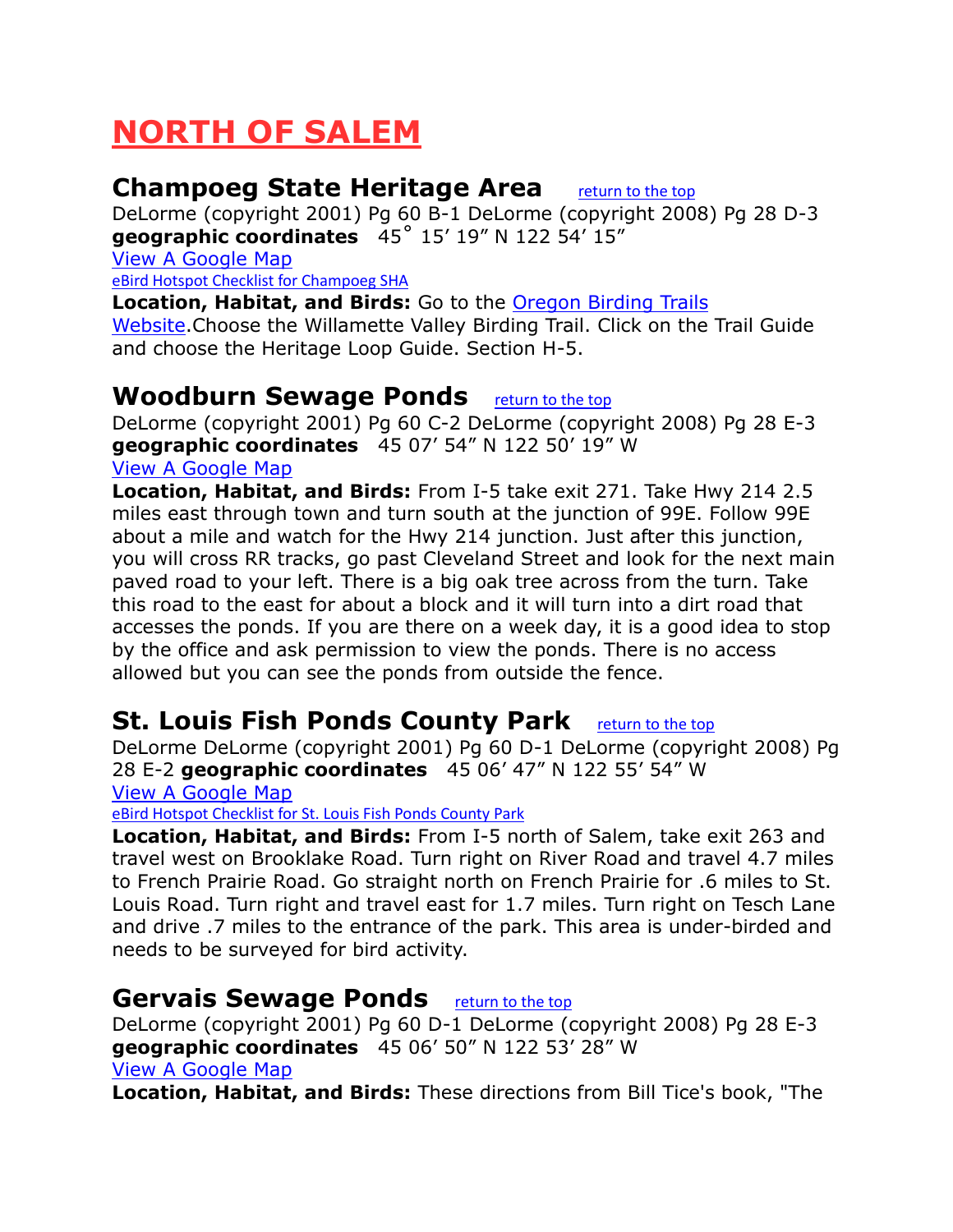# NORTH OF SALEM

## Champoeg State Heritage Area

return to the top

DeLorme (copyright 2001) Pg 60 B-1 DeLorme (copyright 2008) Pg 28 D-3
**geographic coordinates** 45° 15' 19" N 122 54' 15"

View A Google Map

eBird Hotspot Checklist for Champoeg SHA

**Location, Habitat, and Birds:** Go to the Oregon Birding Trails Website.Choose the Willamette Valley Birding Trail. Click on the Trail Guide and choose the Heritage Loop Guide. Section H-5.

## Woodburn Sewage Ponds

return to the top

DeLorme (copyright 2001) Pg 60 C-2 DeLorme (copyright 2008) Pg 28 E-3
**geographic coordinates** 45 07' 54" N 122 50' 19" W

View A Google Map

**Location, Habitat, and Birds:** From I-5 take exit 271. Take Hwy 214 2.5 miles east through town and turn south at the junction of 99E. Follow 99E about a mile and watch for the Hwy 214 junction. Just after this junction, you will cross RR tracks, go past Cleveland Street and look for the next main paved road to your left. There is a big oak tree across from the turn. Take this road to the east for about a block and it will turn into a dirt road that accesses the ponds. If you are there on a week day, it is a good idea to stop by the office and ask permission to view the ponds. There is no access allowed but you can see the ponds from outside the fence.

## St. Louis Fish Ponds County Park

return to the top

DeLorme DeLorme (copyright 2001) Pg 60 D-1 DeLorme (copyright 2008) Pg 28 E-2 **geographic coordinates** 45 06' 47" N 122 55' 54" W

View A Google Map

eBird Hotspot Checklist for St. Louis Fish Ponds County Park

**Location, Habitat, and Birds:** From I-5 north of Salem, take exit 263 and travel west on Brooklake Road. Turn right on River Road and travel 4.7 miles to French Prairie Road. Go straight north on French Prairie for .6 miles to St. Louis Road. Turn right and travel east for 1.7 miles. Turn right on Tesch Lane and drive .7 miles to the entrance of the park. This area is under-birded and needs to be surveyed for bird activity.

## Gervais Sewage Ponds

return to the top

DeLorme (copyright 2001) Pg 60 D-1 DeLorme (copyright 2008) Pg 28 E-3
**geographic coordinates** 45 06' 50" N 122 53' 28" W

View A Google Map

**Location, Habitat, and Birds:** These directions from Bill Tice's book, "The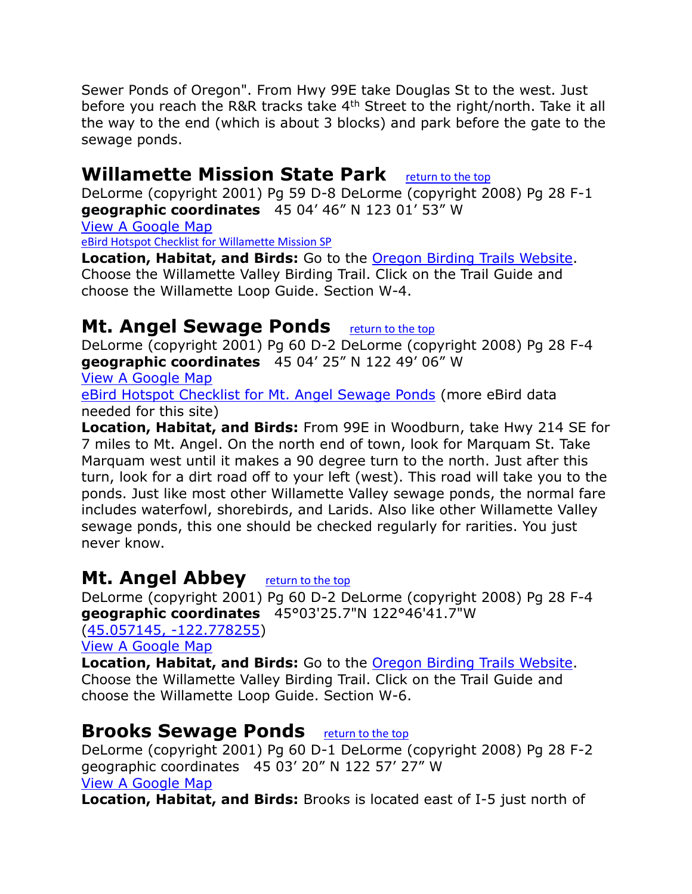Sewer Ponds of Oregon". From Hwy 99E take Douglas St to the west. Just before you reach the R&R tracks take 4th Street to the right/north. Take it all the way to the end (which is about 3 blocks) and park before the gate to the sewage ponds.

## Willamette Mission State Park return to the top

DeLorme (copyright 2001) Pg 59 D-8 DeLorme (copyright 2008) Pg 28 F-1
**geographic coordinates** 45 04' 46" N 123 01' 53" W
View A Google Map
eBird Hotspot Checklist for Willamette Mission SP
**Location, Habitat, and Birds:** Go to the Oregon Birding Trails Website. Choose the Willamette Valley Birding Trail. Click on the Trail Guide and choose the Willamette Loop Guide. Section W-4.

## Mt. Angel Sewage Ponds return to the top

DeLorme (copyright 2001) Pg 60 D-2 DeLorme (copyright 2008) Pg 28 F-4
**geographic coordinates** 45 04' 25" N 122 49' 06" W
View A Google Map
eBird Hotspot Checklist for Mt. Angel Sewage Ponds (more eBird data needed for this site)
**Location, Habitat, and Birds:** From 99E in Woodburn, take Hwy 214 SE for 7 miles to Mt. Angel. On the north end of town, look for Marquam St. Take Marquam west until it makes a 90 degree turn to the north. Just after this turn, look for a dirt road off to your left (west). This road will take you to the ponds. Just like most other Willamette Valley sewage ponds, the normal fare includes waterfowl, shorebirds, and Larids. Also like other Willamette Valley sewage ponds, this one should be checked regularly for rarities. You just never know.

## Mt. Angel Abbey return to the top

DeLorme (copyright 2001) Pg 60 D-2 DeLorme (copyright 2008) Pg 28 F-4
**geographic coordinates** 45°03'25.7"N 122°46'41.7"W
(45.057145, -122.778255)
View A Google Map
**Location, Habitat, and Birds:** Go to the Oregon Birding Trails Website. Choose the Willamette Valley Birding Trail. Click on the Trail Guide and choose the Willamette Loop Guide. Section W-6.

## Brooks Sewage Ponds return to the top

DeLorme (copyright 2001) Pg 60 D-1 DeLorme (copyright 2008) Pg 28 F-2
geographic coordinates 45 03' 20" N 122 57' 27" W
View A Google Map
**Location, Habitat, and Birds:** Brooks is located east of I-5 just north of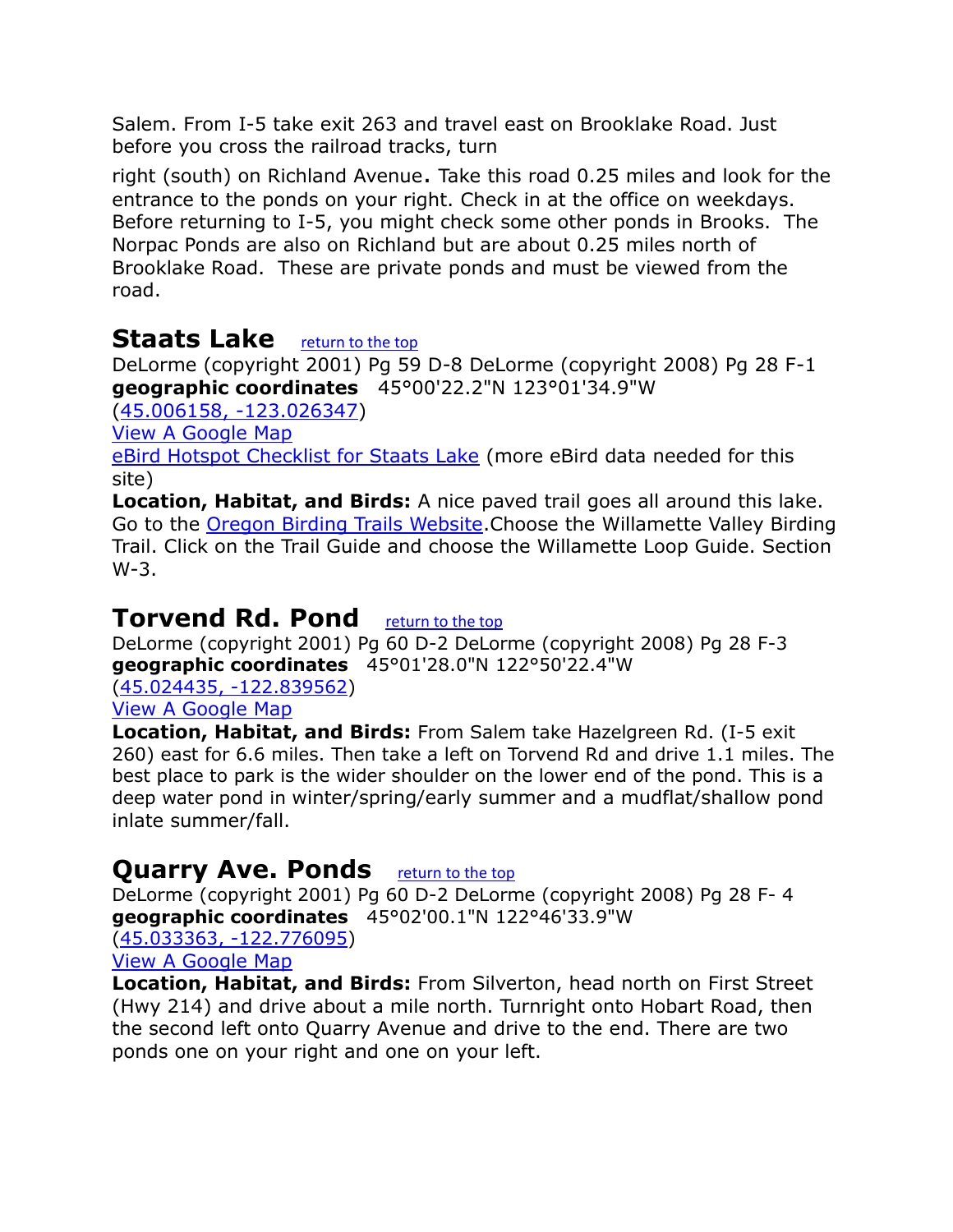Salem. From I-5 take exit 263 and travel east on Brooklake Road. Just before you cross the railroad tracks, turn

right (south) on Richland Avenue**.** Take this road 0.25 miles and look for the entrance to the ponds on your right. Check in at the office on weekdays. Before returning to I-5, you might check some other ponds in Brooks. The Norpac Ponds are also on Richland but are about 0.25 miles north of Brooklake Road. These are private ponds and must be viewed from the road.

## Staats Lake

return to the top

DeLorme (copyright 2001) Pg 59 D-8 DeLorme (copyright 2008) Pg 28 F-1
**geographic coordinates** 45°00'22.2"N 123°01'34.9"W
(45.006158, -123.026347)
View A Google Map
eBird Hotspot Checklist for Staats Lake (more eBird data needed for this site)
**Location, Habitat, and Birds:** A nice paved trail goes all around this lake. Go to the Oregon Birding Trails Website.Choose the Willamette Valley Birding Trail. Click on the Trail Guide and choose the Willamette Loop Guide. Section W-3.

## Torvend Rd. Pond

return to the top

DeLorme (copyright 2001) Pg 60 D-2 DeLorme (copyright 2008) Pg 28 F-3
**geographic coordinates** 45°01'28.0"N 122°50'22.4"W
(45.024435, -122.839562)
View A Google Map
**Location, Habitat, and Birds:** From Salem take Hazelgreen Rd. (I-5 exit 260) east for 6.6 miles. Then take a left on Torvend Rd and drive 1.1 miles. The best place to park is the wider shoulder on the lower end of the pond. This is a deep water pond in winter/spring/early summer and a mudflat/shallow pond inlate summer/fall.

## Quarry Ave. Ponds

return to the top

DeLorme (copyright 2001) Pg 60 D-2 DeLorme (copyright 2008) Pg 28 F- 4
**geographic coordinates** 45°02'00.1"N 122°46'33.9"W
(45.033363, -122.776095)
View A Google Map
**Location, Habitat, and Birds:** From Silverton, head north on First Street (Hwy 214) and drive about a mile north. Turnright onto Hobart Road, then the second left onto Quarry Avenue and drive to the end. There are two ponds one on your right and one on your left.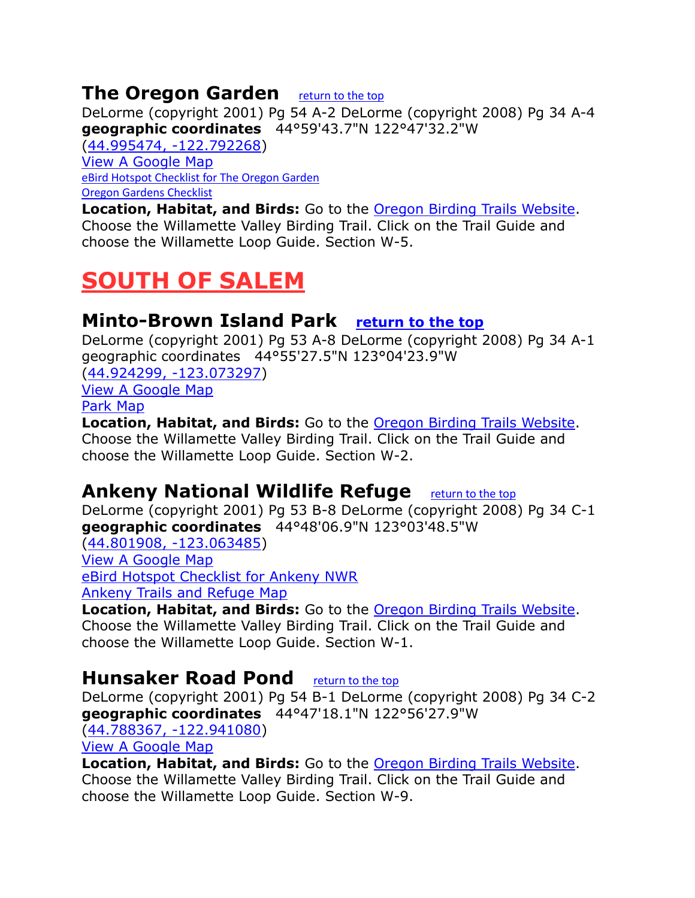## The Oregon Garden

return to the top

DeLorme (copyright 2001) Pg 54 A-2 DeLorme (copyright 2008) Pg 34 A-4
**geographic coordinates** 44°59'43.7"N 122°47'32.2"W
(44.995474, -122.792268)
View A Google Map
eBird Hotspot Checklist for The Oregon Garden
Oregon Gardens Checklist
**Location, Habitat, and Birds:** Go to the Oregon Birding Trails Website. Choose the Willamette Valley Birding Trail. Click on the Trail Guide and choose the Willamette Loop Guide. Section W-5.

# SOUTH OF SALEM

## Minto-Brown Island Park

**return to the top**

DeLorme (copyright 2001) Pg 53 A-8 DeLorme (copyright 2008) Pg 34 A-1
geographic coordinates 44°55'27.5"N 123°04'23.9"W
(44.924299, -123.073297)
View A Google Map
Park Map
**Location, Habitat, and Birds:** Go to the Oregon Birding Trails Website. Choose the Willamette Valley Birding Trail. Click on the Trail Guide and choose the Willamette Loop Guide. Section W-2.

## Ankeny National Wildlife Refuge

return to the top

DeLorme (copyright 2001) Pg 53 B-8 DeLorme (copyright 2008) Pg 34 C-1
**geographic coordinates** 44°48'06.9"N 123°03'48.5"W
(44.801908, -123.063485)
View A Google Map
eBird Hotspot Checklist for Ankeny NWR
Ankeny Trails and Refuge Map
**Location, Habitat, and Birds:** Go to the Oregon Birding Trails Website. Choose the Willamette Valley Birding Trail. Click on the Trail Guide and choose the Willamette Loop Guide. Section W-1.

## Hunsaker Road Pond

return to the top

DeLorme (copyright 2001) Pg 54 B-1 DeLorme (copyright 2008) Pg 34 C-2
**geographic coordinates** 44°47'18.1"N 122°56'27.9"W
(44.788367, -122.941080)
View A Google Map
**Location, Habitat, and Birds:** Go to the Oregon Birding Trails Website. Choose the Willamette Valley Birding Trail. Click on the Trail Guide and choose the Willamette Loop Guide. Section W-9.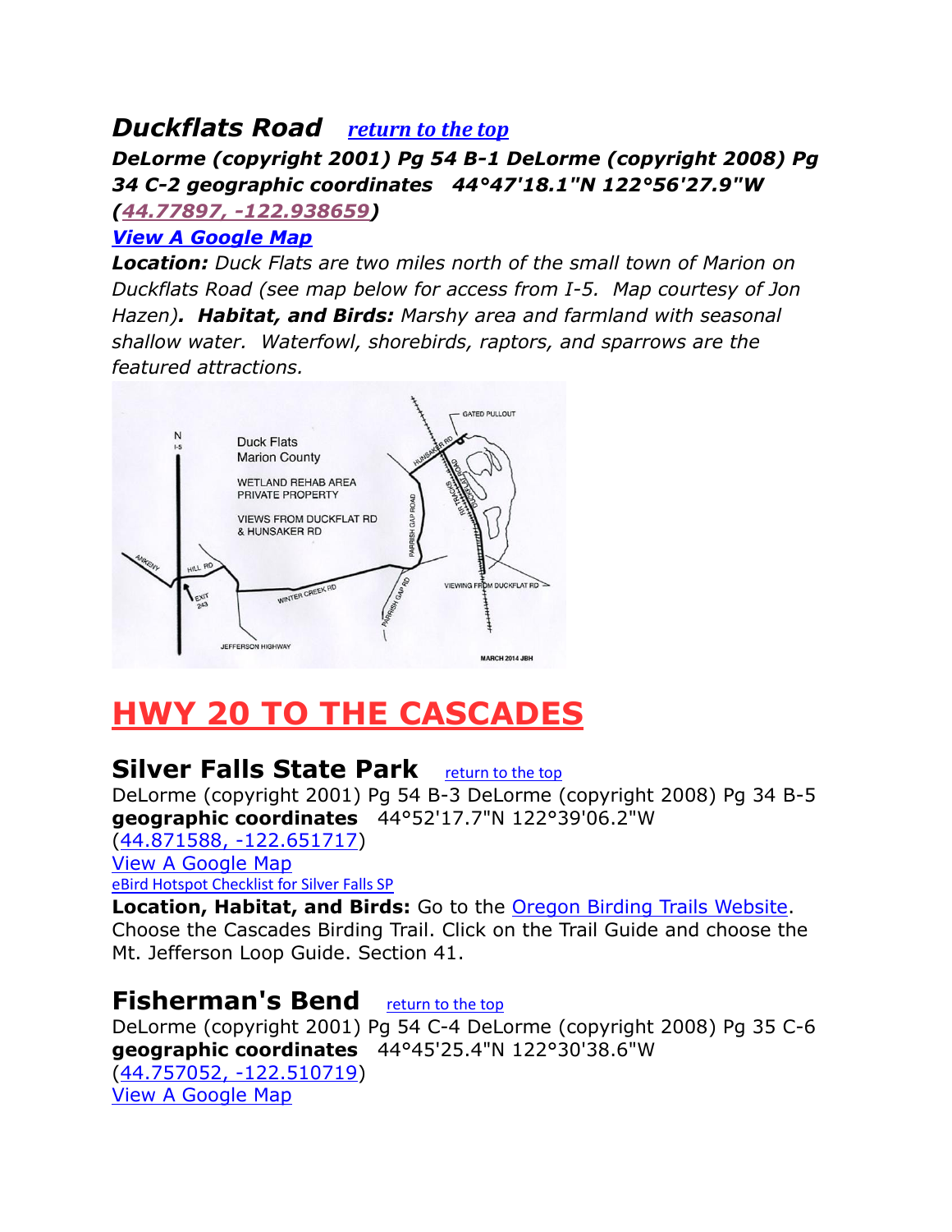## *Duckflats Road* *[return to the top](#)*

***DeLorme (copyright 2001) Pg 54 B-1 DeLorme (copyright 2008) Pg 34 C-2 geographic coordinates 44°47'18.1"N 122°56'27.9"W ([44.77897, -122.938659](#))***

***[View A Google Map](#)***

***Location:*** *Duck Flats are two miles north of the small town of Marion on Duckflats Road (see map below for access from I-5. Map courtesy of Jon Hazen).* ***Habitat, and Birds:*** *Marshy area and farmland with seasonal shallow water. Waterfowl, shorebirds, raptors, and sparrows are the featured attractions.*

# HWY 20 TO THE CASCADES

## Silver Falls State Park [return to the top](#)

DeLorme (copyright 2001) Pg 54 B-3 DeLorme (copyright 2008) Pg 34 B-5 **geographic coordinates** 44°52'17.7"N 122°39'06.2"W ([44.871588, -122.651717](#))

[View A Google Map](#)

[eBird Hotspot Checklist for Silver Falls SP](#)

**Location, Habitat, and Birds:** Go to the [Oregon Birding Trails Website](#). Choose the Cascades Birding Trail. Click on the Trail Guide and choose the Mt. Jefferson Loop Guide. Section 41.

## Fisherman's Bend [return to the top](#)

DeLorme (copyright 2001) Pg 54 C-4 DeLorme (copyright 2008) Pg 35 C-6 **geographic coordinates** 44°45'25.4"N 122°30'38.6"W ([44.757052, -122.510719](#))

[View A Google Map](#)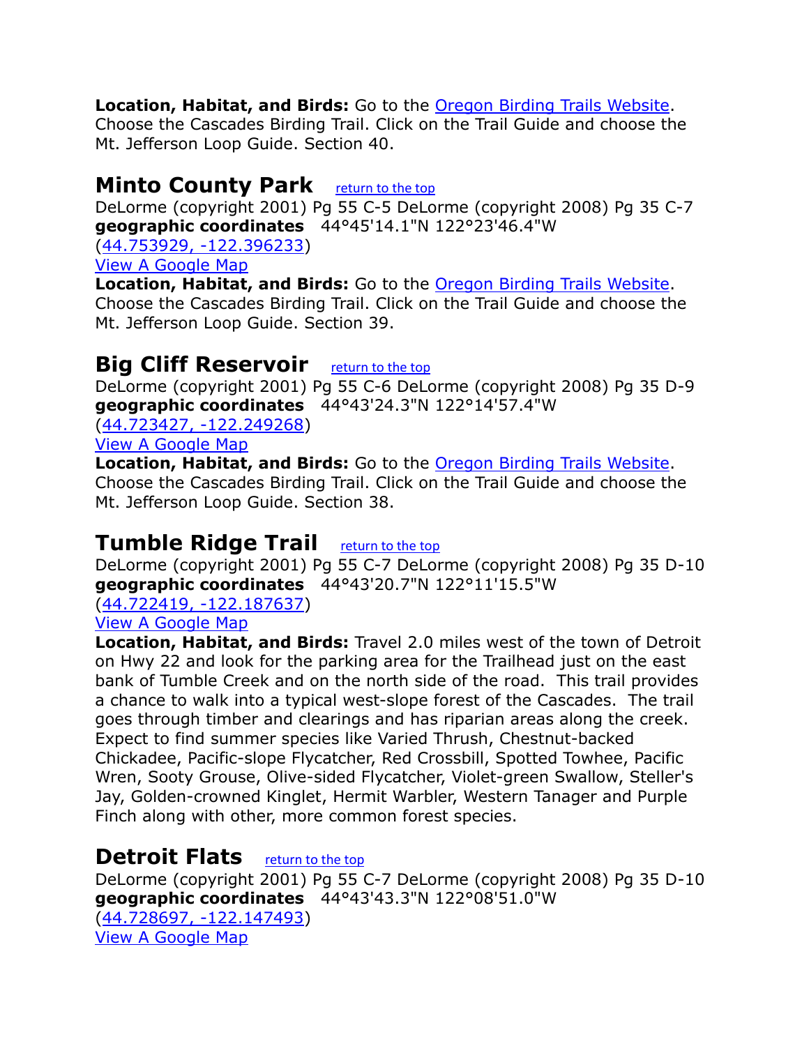**Location, Habitat, and Birds:** Go to the Oregon Birding Trails Website. Choose the Cascades Birding Trail. Click on the Trail Guide and choose the Mt. Jefferson Loop Guide. Section 40.

## Minto County Park

return to the top

DeLorme (copyright 2001) Pg 55 C-5 DeLorme (copyright 2008) Pg 35 C-7
**geographic coordinates** 44°45'14.1"N 122°23'46.4"W
(44.753929, -122.396233)
View A Google Map
**Location, Habitat, and Birds:** Go to the Oregon Birding Trails Website. Choose the Cascades Birding Trail. Click on the Trail Guide and choose the Mt. Jefferson Loop Guide. Section 39.

## Big Cliff Reservoir

return to the top

DeLorme (copyright 2001) Pg 55 C-6 DeLorme (copyright 2008) Pg 35 D-9
**geographic coordinates** 44°43'24.3"N 122°14'57.4"W
(44.723427, -122.249268)
View A Google Map
**Location, Habitat, and Birds:** Go to the Oregon Birding Trails Website. Choose the Cascades Birding Trail. Click on the Trail Guide and choose the Mt. Jefferson Loop Guide. Section 38.

## Tumble Ridge Trail

return to the top

DeLorme (copyright 2001) Pg 55 C-7 DeLorme (copyright 2008) Pg 35 D-10
**geographic coordinates** 44°43'20.7"N 122°11'15.5"W
(44.722419, -122.187637)
View A Google Map
**Location, Habitat, and Birds:** Travel 2.0 miles west of the town of Detroit on Hwy 22 and look for the parking area for the Trailhead just on the east bank of Tumble Creek and on the north side of the road. This trail provides a chance to walk into a typical west-slope forest of the Cascades. The trail goes through timber and clearings and has riparian areas along the creek. Expect to find summer species like Varied Thrush, Chestnut-backed Chickadee, Pacific-slope Flycatcher, Red Crossbill, Spotted Towhee, Pacific Wren, Sooty Grouse, Olive-sided Flycatcher, Violet-green Swallow, Steller's Jay, Golden-crowned Kinglet, Hermit Warbler, Western Tanager and Purple Finch along with other, more common forest species.

## Detroit Flats

return to the top

DeLorme (copyright 2001) Pg 55 C-7 DeLorme (copyright 2008) Pg 35 D-10
**geographic coordinates** 44°43'43.3"N 122°08'51.0"W
(44.728697, -122.147493)
View A Google Map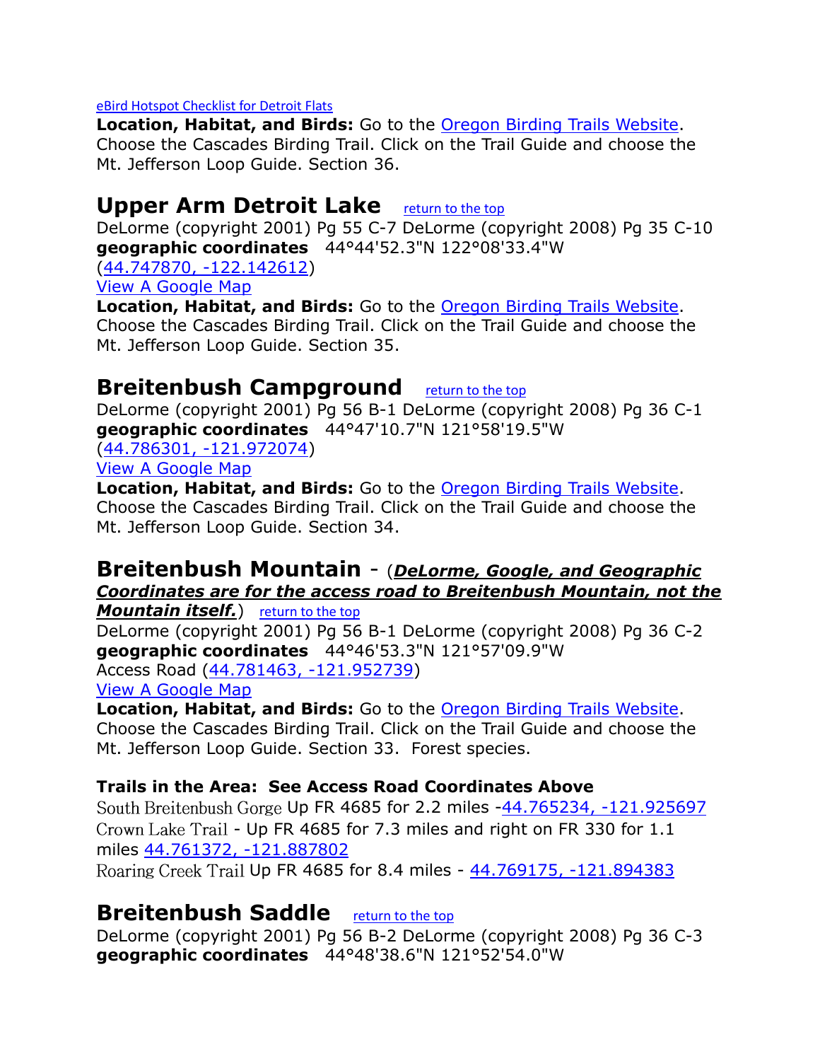eBird Hotspot Checklist for Detroit Flats

**Location, Habitat, and Birds:** Go to the Oregon Birding Trails Website. Choose the Cascades Birding Trail. Click on the Trail Guide and choose the Mt. Jefferson Loop Guide. Section 36.

## Upper Arm Detroit Lake

return to the top

DeLorme (copyright 2001) Pg 55 C-7 DeLorme (copyright 2008) Pg 35 C-10
**geographic coordinates** 44°44'52.3"N 122°08'33.4"W
(44.747870, -122.142612)
View A Google Map

**Location, Habitat, and Birds:** Go to the Oregon Birding Trails Website. Choose the Cascades Birding Trail. Click on the Trail Guide and choose the Mt. Jefferson Loop Guide. Section 35.

## Breitenbush Campground

return to the top

DeLorme (copyright 2001) Pg 56 B-1 DeLorme (copyright 2008) Pg 36 C-1
**geographic coordinates** 44°47'10.7"N 121°58'19.5"W
(44.786301, -121.972074)
View A Google Map

**Location, Habitat, and Birds:** Go to the Oregon Birding Trails Website. Choose the Cascades Birding Trail. Click on the Trail Guide and choose the Mt. Jefferson Loop Guide. Section 34.

## Breitenbush Mountain - (***DeLorme, Google, and Geographic Coordinates are for the access road to Breitenbush Mountain, not the Mountain itself.***)

return to the top

DeLorme (copyright 2001) Pg 56 B-1 DeLorme (copyright 2008) Pg 36 C-2
**geographic coordinates** 44°46'53.3"N 121°57'09.9"W
Access Road (44.781463, -121.952739)
View A Google Map

**Location, Habitat, and Birds:** Go to the Oregon Birding Trails Website. Choose the Cascades Birding Trail. Click on the Trail Guide and choose the Mt. Jefferson Loop Guide. Section 33. Forest species.

**Trails in the Area: See Access Road Coordinates Above**

South Breitenbush Gorge Up FR 4685 for 2.2 miles -44.765234, -121.925697
Crown Lake Trail - Up FR 4685 for 7.3 miles and right on FR 330 for 1.1 miles 44.761372, -121.887802
Roaring Creek Trail Up FR 4685 for 8.4 miles - 44.769175, -121.894383

## Breitenbush Saddle

return to the top

DeLorme (copyright 2001) Pg 56 B-2 DeLorme (copyright 2008) Pg 36 C-3
**geographic coordinates** 44°48'38.6"N 121°52'54.0"W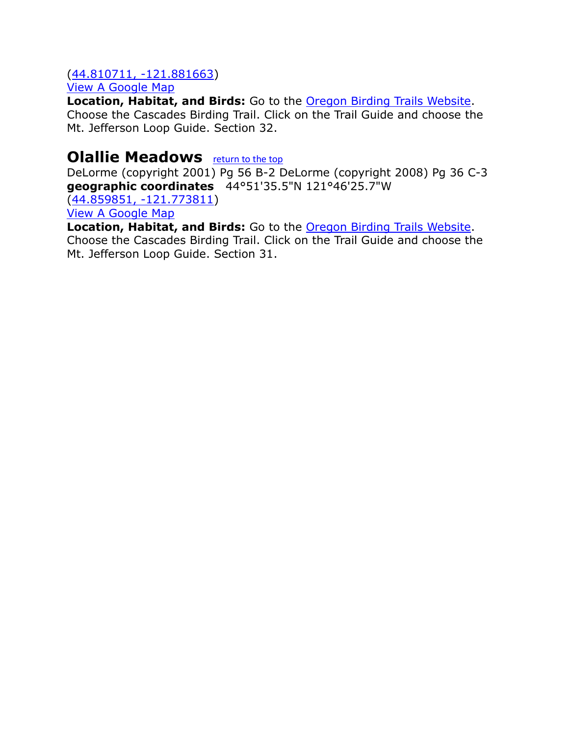(44.810711, -121.881663)
View A Google Map
**Location, Habitat, and Birds:** Go to the Oregon Birding Trails Website. Choose the Cascades Birding Trail. Click on the Trail Guide and choose the Mt. Jefferson Loop Guide. Section 32.

## Olallie Meadows

return to the top

DeLorme (copyright 2001) Pg 56 B-2 DeLorme (copyright 2008) Pg 36 C-3
**geographic coordinates** 44°51'35.5"N 121°46'25.7"W
(44.859851, -121.773811)
View A Google Map
**Location, Habitat, and Birds:** Go to the Oregon Birding Trails Website. Choose the Cascades Birding Trail. Click on the Trail Guide and choose the Mt. Jefferson Loop Guide. Section 31.